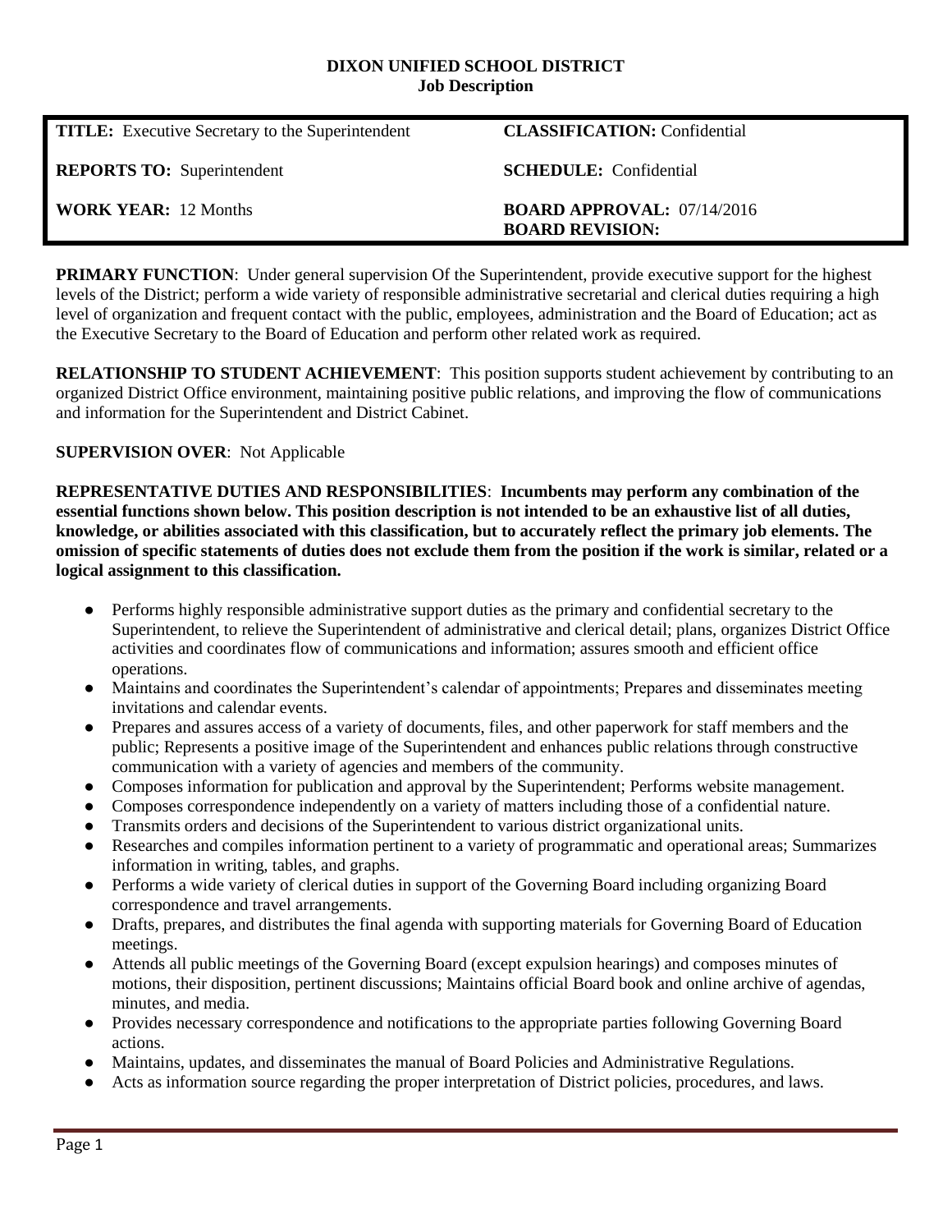**DIXON UNIFIED SCHOOL DISTRICT**
**Job Description**

| | |
|---|---|
| **TITLE:** Executive Secretary to the Superintendent | **CLASSIFICATION:** Confidential |
| **REPORTS TO:** Superintendent | **SCHEDULE:** Confidential |
| **WORK YEAR:** 12 Months | **BOARD APPROVAL:** 07/14/2016<br>**BOARD REVISION:** |

**PRIMARY FUNCTION**: Under general supervision Of the Superintendent, provide executive support for the highest levels of the District; perform a wide variety of responsible administrative secretarial and clerical duties requiring a high level of organization and frequent contact with the public, employees, administration and the Board of Education; act as the Executive Secretary to the Board of Education and perform other related work as required.

**RELATIONSHIP TO STUDENT ACHIEVEMENT**: This position supports student achievement by contributing to an organized District Office environment, maintaining positive public relations, and improving the flow of communications and information for the Superintendent and District Cabinet.

**SUPERVISION OVER**: Not Applicable

**REPRESENTATIVE DUTIES AND RESPONSIBILITIES**: **Incumbents may perform any combination of the essential functions shown below. This position description is not intended to be an exhaustive list of all duties, knowledge, or abilities associated with this classification, but to accurately reflect the primary job elements. The omission of specific statements of duties does not exclude them from the position if the work is similar, related or a logical assignment to this classification.**

- Performs highly responsible administrative support duties as the primary and confidential secretary to the Superintendent, to relieve the Superintendent of administrative and clerical detail; plans, organizes District Office activities and coordinates flow of communications and information; assures smooth and efficient office operations.
- Maintains and coordinates the Superintendent's calendar of appointments; Prepares and disseminates meeting invitations and calendar events.
- Prepares and assures access of a variety of documents, files, and other paperwork for staff members and the public; Represents a positive image of the Superintendent and enhances public relations through constructive communication with a variety of agencies and members of the community.
- Composes information for publication and approval by the Superintendent; Performs website management.
- Composes correspondence independently on a variety of matters including those of a confidential nature.
- Transmits orders and decisions of the Superintendent to various district organizational units.
- Researches and compiles information pertinent to a variety of programmatic and operational areas; Summarizes information in writing, tables, and graphs.
- Performs a wide variety of clerical duties in support of the Governing Board including organizing Board correspondence and travel arrangements.
- Drafts, prepares, and distributes the final agenda with supporting materials for Governing Board of Education meetings.
- Attends all public meetings of the Governing Board (except expulsion hearings) and composes minutes of motions, their disposition, pertinent discussions; Maintains official Board book and online archive of agendas, minutes, and media.
- Provides necessary correspondence and notifications to the appropriate parties following Governing Board actions.
- Maintains, updates, and disseminates the manual of Board Policies and Administrative Regulations.
- Acts as information source regarding the proper interpretation of District policies, procedures, and laws.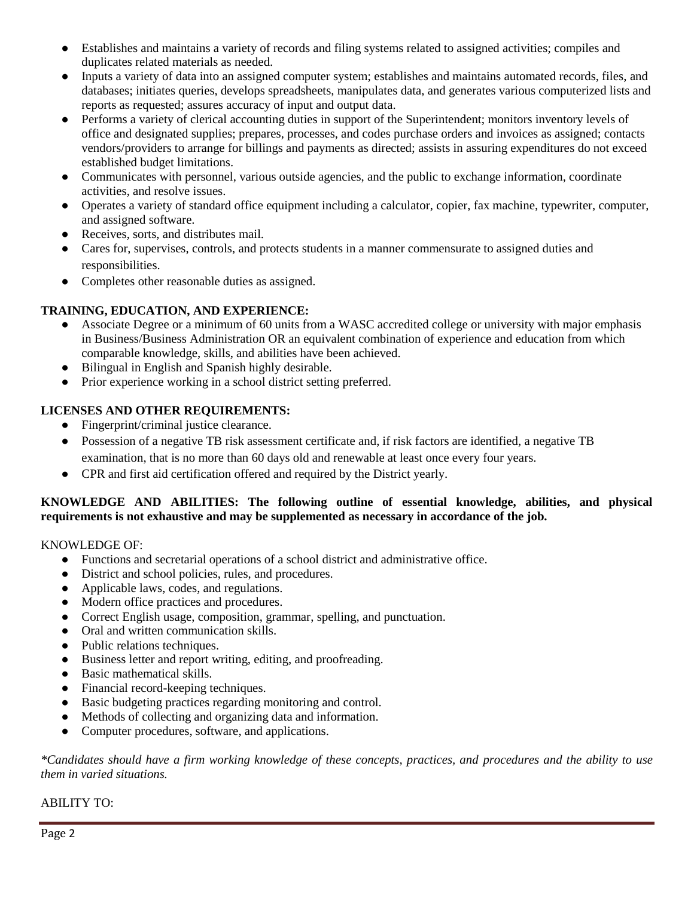- Establishes and maintains a variety of records and filing systems related to assigned activities; compiles and duplicates related materials as needed.
- Inputs a variety of data into an assigned computer system; establishes and maintains automated records, files, and databases; initiates queries, develops spreadsheets, manipulates data, and generates various computerized lists and reports as requested; assures accuracy of input and output data.
- Performs a variety of clerical accounting duties in support of the Superintendent; monitors inventory levels of office and designated supplies; prepares, processes, and codes purchase orders and invoices as assigned; contacts vendors/providers to arrange for billings and payments as directed; assists in assuring expenditures do not exceed established budget limitations.
- Communicates with personnel, various outside agencies, and the public to exchange information, coordinate activities, and resolve issues.
- Operates a variety of standard office equipment including a calculator, copier, fax machine, typewriter, computer, and assigned software.
- Receives, sorts, and distributes mail.
- Cares for, supervises, controls, and protects students in a manner commensurate to assigned duties and responsibilities.
- Completes other reasonable duties as assigned.

**TRAINING, EDUCATION, AND EXPERIENCE:**

- Associate Degree or a minimum of 60 units from a WASC accredited college or university with major emphasis in Business/Business Administration OR an equivalent combination of experience and education from which comparable knowledge, skills, and abilities have been achieved.
- Bilingual in English and Spanish highly desirable.
- Prior experience working in a school district setting preferred.

**LICENSES AND OTHER REQUIREMENTS:**

- Fingerprint/criminal justice clearance.
- Possession of a negative TB risk assessment certificate and, if risk factors are identified, a negative TB examination, that is no more than 60 days old and renewable at least once every four years.
- CPR and first aid certification offered and required by the District yearly.

**KNOWLEDGE AND ABILITIES: The following outline of essential knowledge, abilities, and physical requirements is not exhaustive and may be supplemented as necessary in accordance of the job.**

KNOWLEDGE OF:

- Functions and secretarial operations of a school district and administrative office.
- District and school policies, rules, and procedures.
- Applicable laws, codes, and regulations.
- Modern office practices and procedures.
- Correct English usage, composition, grammar, spelling, and punctuation.
- Oral and written communication skills.
- Public relations techniques.
- Business letter and report writing, editing, and proofreading.
- Basic mathematical skills.
- Financial record-keeping techniques.
- Basic budgeting practices regarding monitoring and control.
- Methods of collecting and organizing data and information.
- Computer procedures, software, and applications.

*\*Candidates should have a firm working knowledge of these concepts, practices, and procedures and the ability to use them in varied situations.*

ABILITY TO: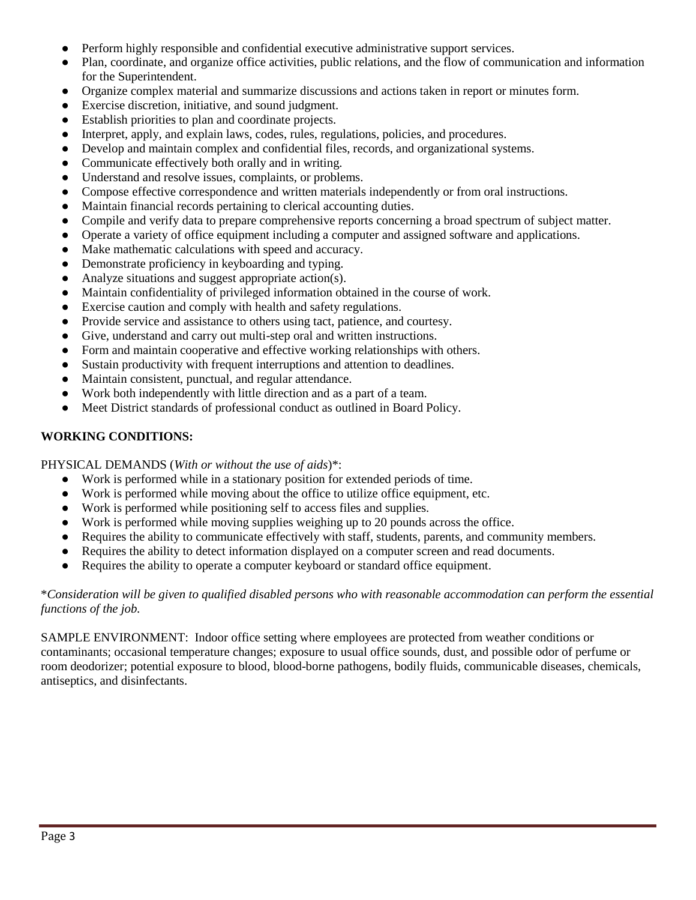- Perform highly responsible and confidential executive administrative support services.
- Plan, coordinate, and organize office activities, public relations, and the flow of communication and information for the Superintendent.
- Organize complex material and summarize discussions and actions taken in report or minutes form.
- Exercise discretion, initiative, and sound judgment.
- Establish priorities to plan and coordinate projects.
- Interpret, apply, and explain laws, codes, rules, regulations, policies, and procedures.
- Develop and maintain complex and confidential files, records, and organizational systems.
- Communicate effectively both orally and in writing.
- Understand and resolve issues, complaints, or problems.
- Compose effective correspondence and written materials independently or from oral instructions.
- Maintain financial records pertaining to clerical accounting duties.
- Compile and verify data to prepare comprehensive reports concerning a broad spectrum of subject matter.
- Operate a variety of office equipment including a computer and assigned software and applications.
- Make mathematic calculations with speed and accuracy.
- Demonstrate proficiency in keyboarding and typing.
- Analyze situations and suggest appropriate action(s).
- Maintain confidentiality of privileged information obtained in the course of work.
- Exercise caution and comply with health and safety regulations.
- Provide service and assistance to others using tact, patience, and courtesy.
- Give, understand and carry out multi-step oral and written instructions.
- Form and maintain cooperative and effective working relationships with others.
- Sustain productivity with frequent interruptions and attention to deadlines.
- Maintain consistent, punctual, and regular attendance.
- Work both independently with little direction and as a part of a team.
- Meet District standards of professional conduct as outlined in Board Policy.

**WORKING CONDITIONS:**

PHYSICAL DEMANDS (*With or without the use of aids*)*:

- Work is performed while in a stationary position for extended periods of time.
- Work is performed while moving about the office to utilize office equipment, etc.
- Work is performed while positioning self to access files and supplies.
- Work is performed while moving supplies weighing up to 20 pounds across the office.
- Requires the ability to communicate effectively with staff, students, parents, and community members.
- Requires the ability to detect information displayed on a computer screen and read documents.
- Requires the ability to operate a computer keyboard or standard office equipment.

**Consideration will be given to qualified disabled persons who with reasonable accommodation can perform the essential functions of the job.*

SAMPLE ENVIRONMENT: Indoor office setting where employees are protected from weather conditions or contaminants; occasional temperature changes; exposure to usual office sounds, dust, and possible odor of perfume or room deodorizer; potential exposure to blood, blood-borne pathogens, bodily fluids, communicable diseases, chemicals, antiseptics, and disinfectants.